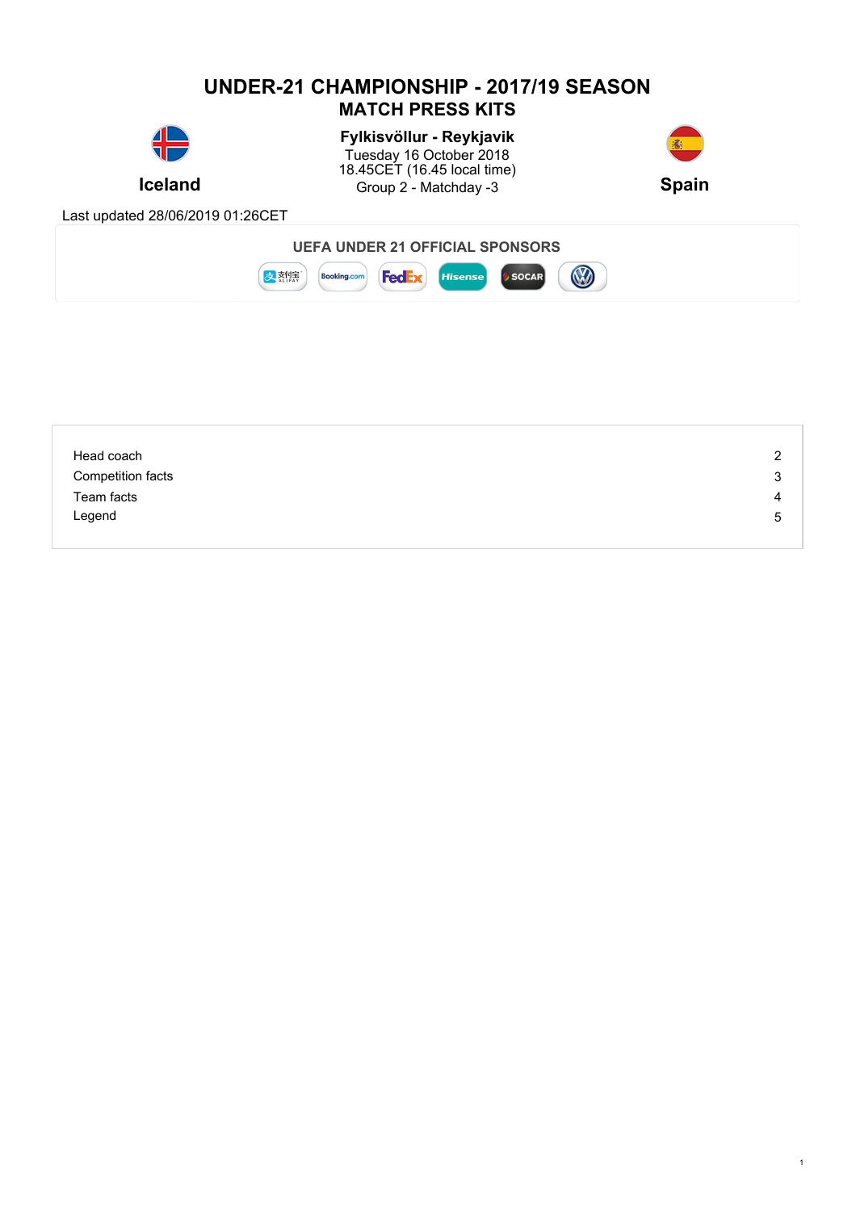# UNDER-21 CHAMPIONSHIP - 2017/19 SEASON

## MATCH PRESS KITS

**Iceland**

**Fylkisvöllur - Reykjavik**
Tuesday 16 October 2018
18.45CET (16.45 local time)
Group 2 - Matchday -3

**Spain**

Last updated 28/06/2019 01:26CET

**UEFA UNDER 21 OFFICIAL SPONSORS**

| | |
|---|---|
| Head coach | 2 |
| Competition facts | 3 |
| Team facts | 4 |
| Legend | 5 |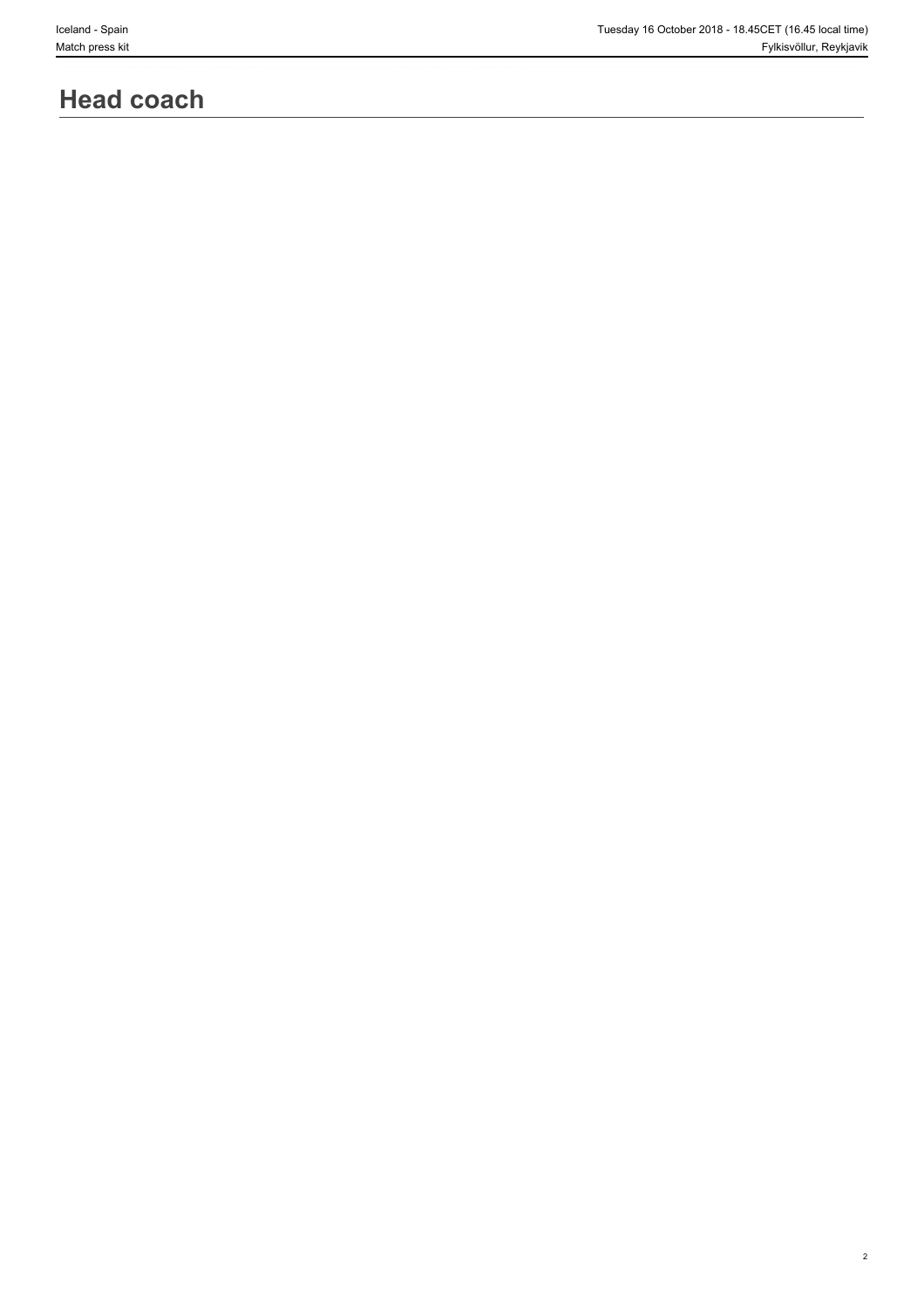# Head coach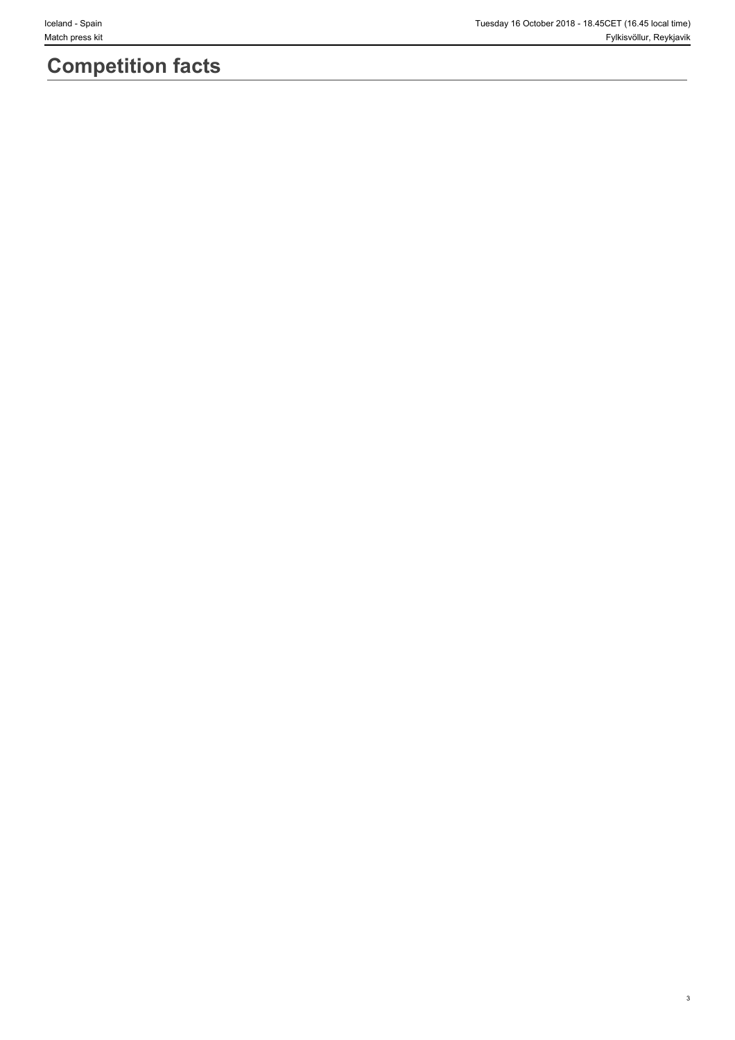# Competition facts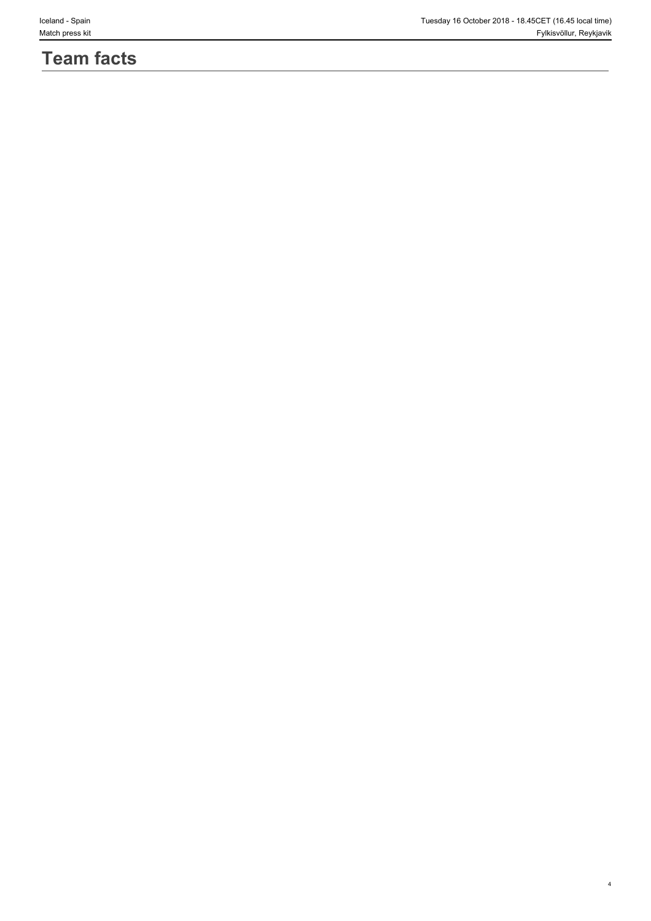# Team facts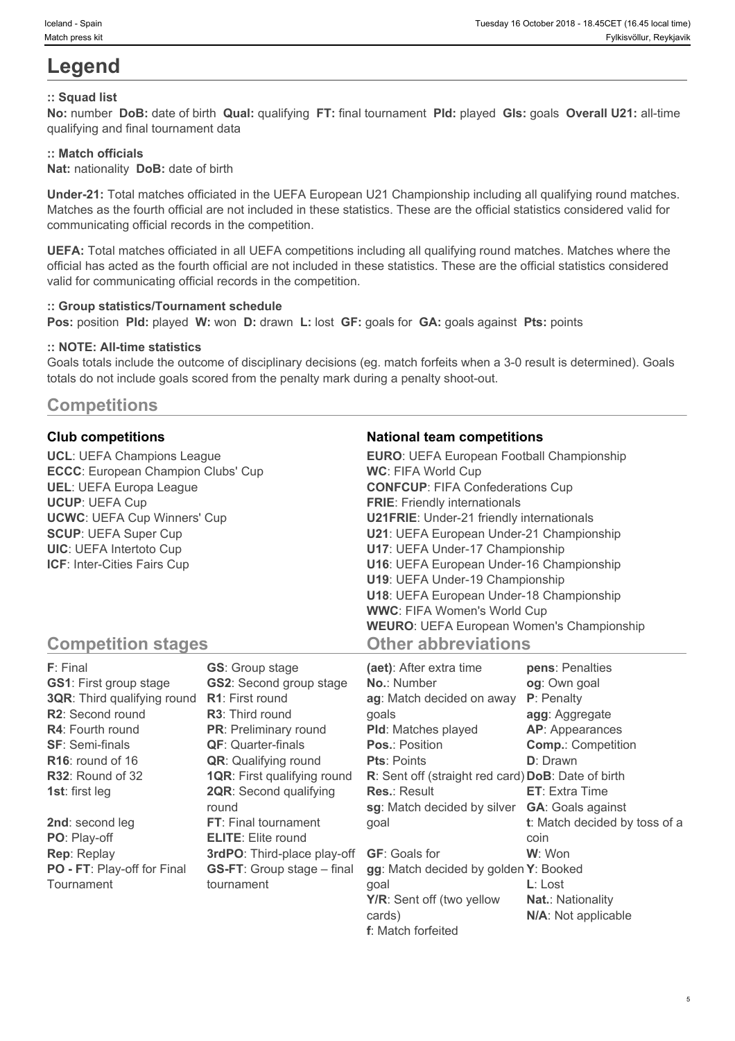# Legend

### :: Squad list

**No:** number **DoB:** date of birth **Qual:** qualifying **FT:** final tournament **Pld:** played **Gls:** goals **Overall U21:** all-time qualifying and final tournament data

### :: Match officials

**Nat:** nationality **DoB:** date of birth

**Under-21:** Total matches officiated in the UEFA European U21 Championship including all qualifying round matches. Matches as the fourth official are not included in these statistics. These are the official statistics considered valid for communicating official records in the competition.

**UEFA:** Total matches officiated in all UEFA competitions including all qualifying round matches. Matches where the official has acted as the fourth official are not included in these statistics. These are the official statistics considered valid for communicating official records in the competition.

### :: Group statistics/Tournament schedule

**Pos:** position **Pld:** played **W:** won **D:** drawn **L:** lost **GF:** goals for **GA:** goals against **Pts:** points

### :: NOTE: All-time statistics

Goals totals include the outcome of disciplinary decisions (eg. match forfeits when a 3-0 result is determined). Goals totals do not include goals scored from the penalty mark during a penalty shoot-out.

## Competitions

### Club competitions

**UCL**: UEFA Champions League
**ECCC**: European Champion Clubs' Cup
**UEL**: UEFA Europa League
**UCUP**: UEFA Cup
**UCWC**: UEFA Cup Winners' Cup
**SCUP**: UEFA Super Cup
**UIC**: UEFA Intertoto Cup
**ICF**: Inter-Cities Fairs Cup

### National team competitions

**EURO**: UEFA European Football Championship
**WC**: FIFA World Cup
**CONFCUP**: FIFA Confederations Cup
**FRIE**: Friendly internationals
**U21FRIE**: Under-21 friendly internationals
**U21**: UEFA European Under-21 Championship
**U17**: UEFA Under-17 Championship
**U16**: UEFA European Under-16 Championship
**U19**: UEFA Under-19 Championship
**U18**: UEFA European Under-18 Championship
**WWC**: FIFA Women's World Cup
**WEURO**: UEFA European Women's Championship

## Competition stages

**F**: Final
**GS1**: First group stage
**3QR**: Third qualifying round
**R2**: Second round
**R4**: Fourth round
**SF**: Semi-finals
**R16**: round of 16
**R32**: Round of 32
**1st**: first leg
**2nd**: second leg
**PO**: Play-off
**Rep**: Replay
**PO - FT**: Play-off for Final Tournament
**GS**: Group stage
**GS2**: Second group stage
**R1**: First round
**R3**: Third round
**PR**: Preliminary round
**QF**: Quarter-finals
**QR**: Qualifying round
**1QR**: First qualifying round
**2QR**: Second qualifying round
**FT**: Final tournament
**ELITE**: Elite round
**3rdPO**: Third-place play-off
**GS-FT**: Group stage – final tournament

## Other abbreviations

**(aet)**: After extra time
**No.**: Number
**ag**: Match decided on away goals
**Pld**: Matches played
**Pos.**: Position
**Pts**: Points
**R**: Sent off (straight red card)
**Res.**: Result
**sg**: Match decided by silver goal
**GF**: Goals for
**gg**: Match decided by golden goal
**Y/R**: Sent off (two yellow cards)
**f**: Match forfeited
**pens**: Penalties
**og**: Own goal
**P**: Penalty
**agg**: Aggregate
**AP**: Appearances
**Comp.**: Competition
**D**: Drawn
**DoB**: Date of birth
**ET**: Extra Time
**GA**: Goals against
**t**: Match decided by toss of a coin
**W**: Won
**Y**: Booked
**L**: Lost
**Nat.**: Nationality
**N/A**: Not applicable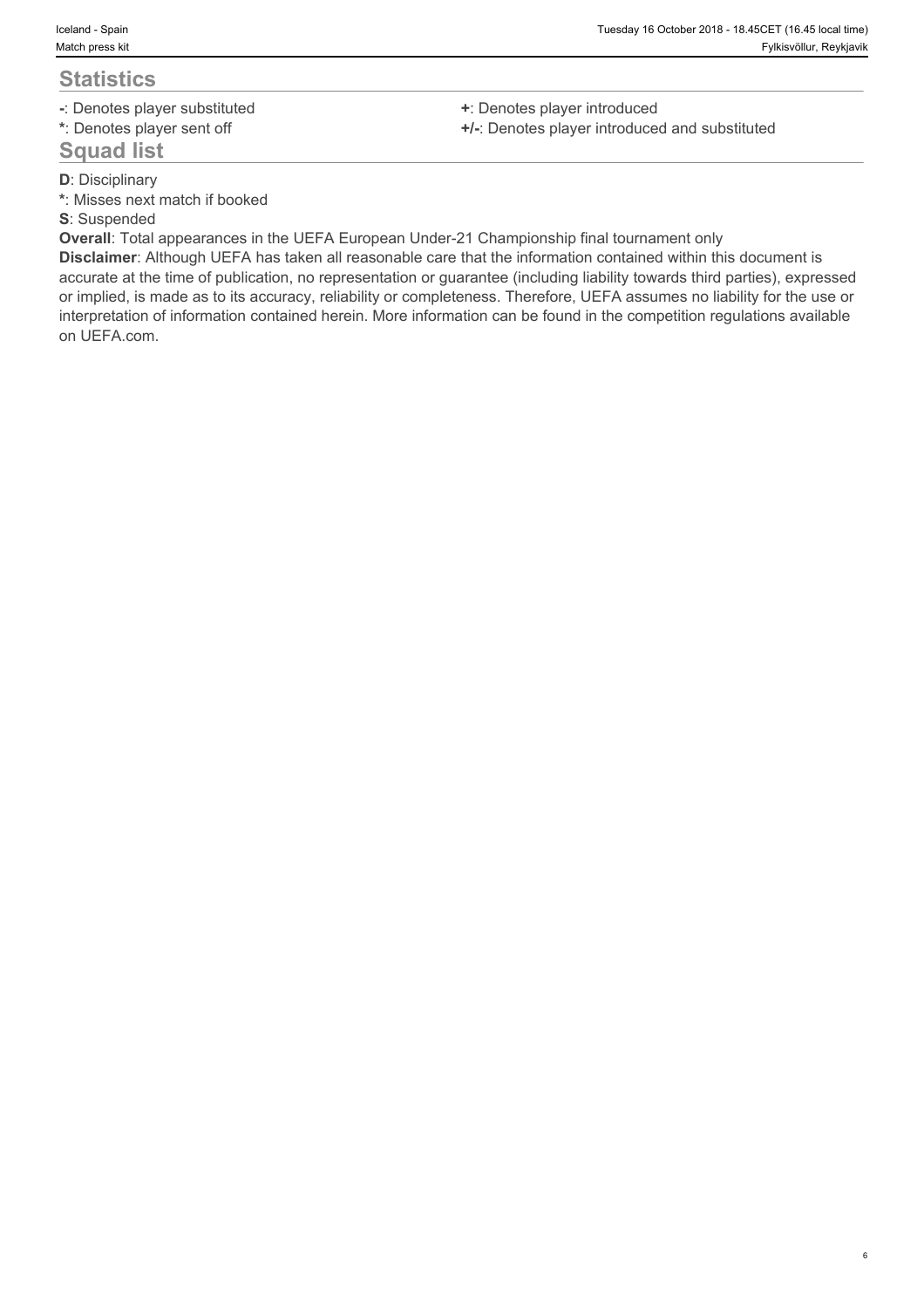## Statistics

**-**: Denotes player substituted

**+**: Denotes player introduced

*****: Denotes player sent off

**+/-**: Denotes player introduced and substituted

## Squad list

**D**: Disciplinary

*****: Misses next match if booked

**S**: Suspended

**Overall**: Total appearances in the UEFA European Under-21 Championship final tournament only

**Disclaimer**: Although UEFA has taken all reasonable care that the information contained within this document is accurate at the time of publication, no representation or guarantee (including liability towards third parties), expressed or implied, is made as to its accuracy, reliability or completeness. Therefore, UEFA assumes no liability for the use or interpretation of information contained herein. More information can be found in the competition regulations available on UEFA.com.